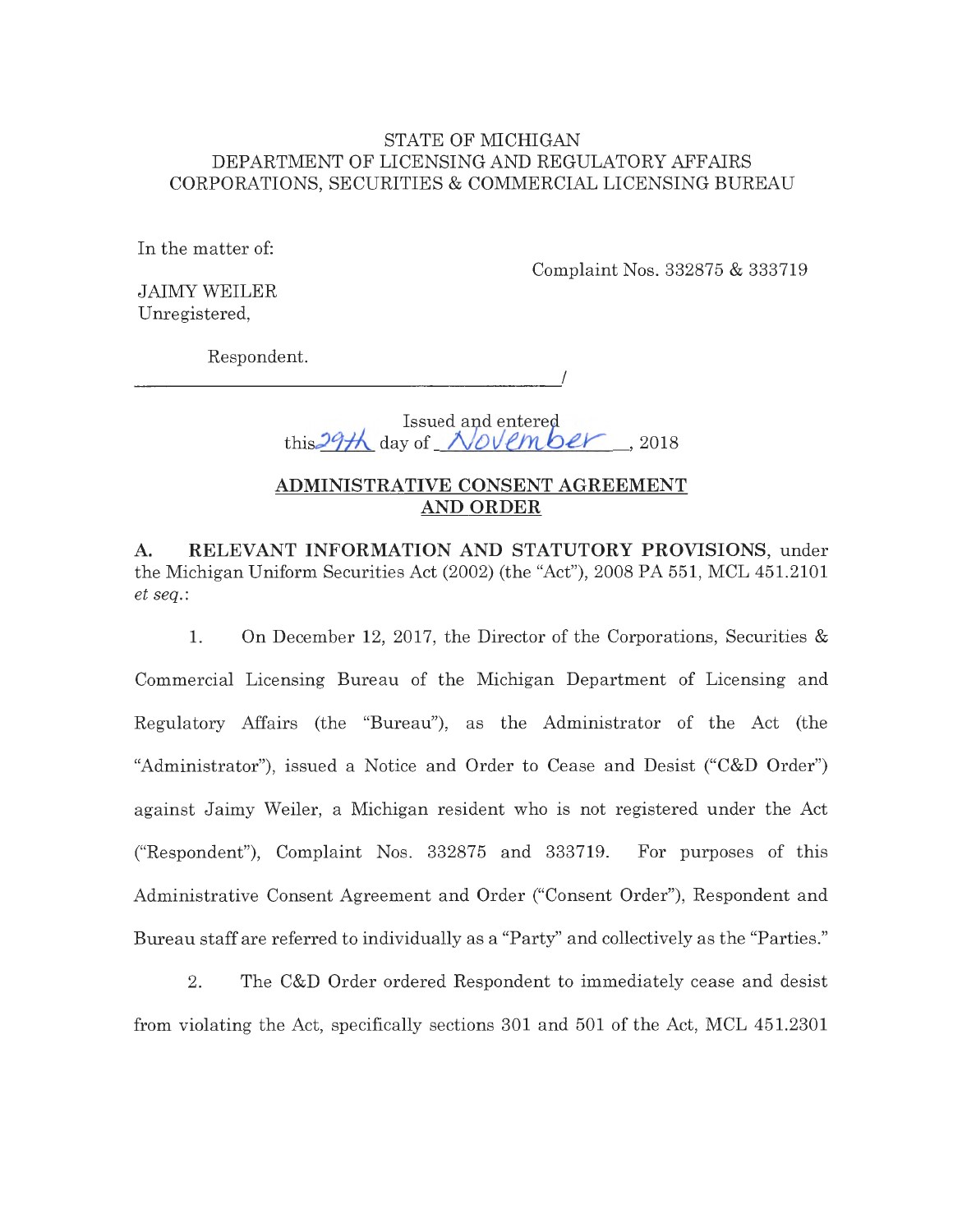STATE OF MICHIGAN
DEPARTMENT OF LICENSING AND REGULATORY AFFAIRS
CORPORATIONS, SECURITIES & COMMERCIAL LICENSING BUREAU

In the matter of:

Complaint Nos. 332875 & 333719

JAIMY WEILER
Unregistered,

Respondent.

_____________________________________________/

Issued and entered
this 29th day of November, 2018

## ADMINISTRATIVE CONSENT AGREEMENT AND ORDER

**A. RELEVANT INFORMATION AND STATUTORY PROVISIONS**, under the Michigan Uniform Securities Act (2002) (the "Act"), 2008 PA 551, MCL 451.2101 *et seq.*:

1. On December 12, 2017, the Director of the Corporations, Securities & Commercial Licensing Bureau of the Michigan Department of Licensing and Regulatory Affairs (the "Bureau"), as the Administrator of the Act (the "Administrator"), issued a Notice and Order to Cease and Desist ("C&D Order") against Jaimy Weiler, a Michigan resident who is not registered under the Act ("Respondent"), Complaint Nos. 332875 and 333719. For purposes of this Administrative Consent Agreement and Order ("Consent Order"), Respondent and Bureau staff are referred to individually as a "Party" and collectively as the "Parties."

2. The C&D Order ordered Respondent to immediately cease and desist from violating the Act, specifically sections 301 and 501 of the Act, MCL 451.2301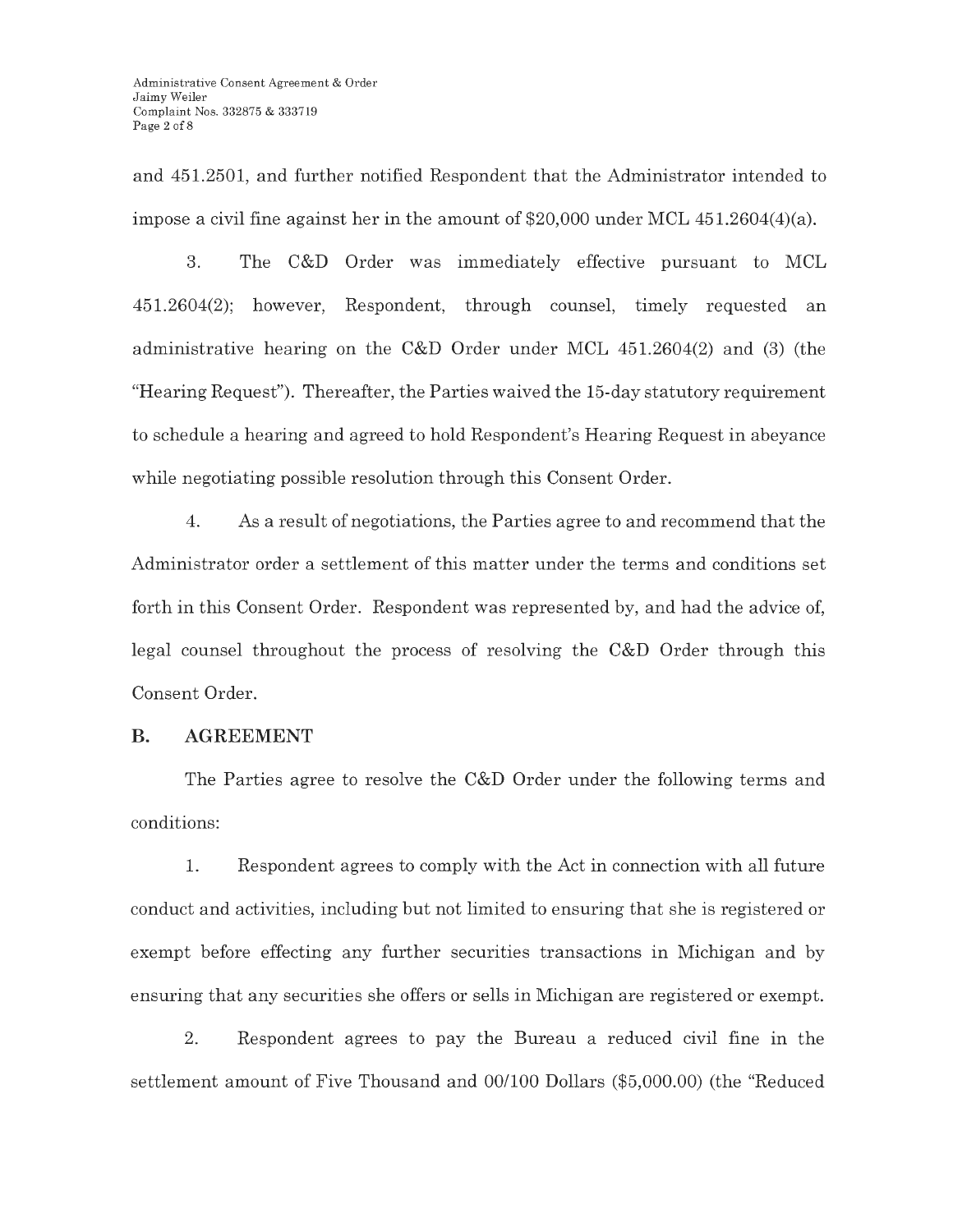and 451.2501, and further notified Respondent that the Administrator intended to impose a civil fine against her in the amount of $20,000 under MCL 451.2604(4)(a).

3. The C&D Order was immediately effective pursuant to MCL 451.2604(2); however, Respondent, through counsel, timely requested an administrative hearing on the C&D Order under MCL 451.2604(2) and (3) (the "Hearing Request"). Thereafter, the Parties waived the 15-day statutory requirement to schedule a hearing and agreed to hold Respondent's Hearing Request in abeyance while negotiating possible resolution through this Consent Order.

4. As a result of negotiations, the Parties agree to and recommend that the Administrator order a settlement of this matter under the terms and conditions set forth in this Consent Order. Respondent was represented by, and had the advice of, legal counsel throughout the process of resolving the C&D Order through this Consent Order.

## B. AGREEMENT

The Parties agree to resolve the C&D Order under the following terms and conditions:

1. Respondent agrees to comply with the Act in connection with all future conduct and activities, including but not limited to ensuring that she is registered or exempt before effecting any further securities transactions in Michigan and by ensuring that any securities she offers or sells in Michigan are registered or exempt.

2. Respondent agrees to pay the Bureau a reduced civil fine in the settlement amount of Five Thousand and 00/100 Dollars ($5,000.00) (the "Reduced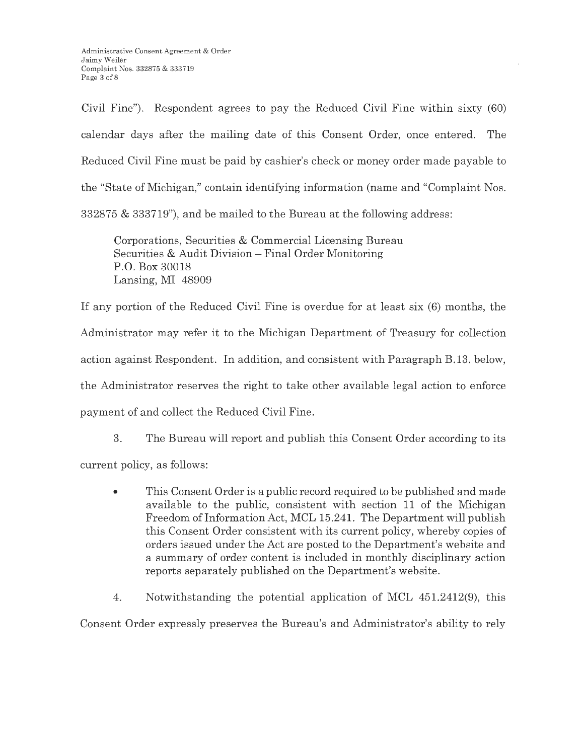Civil Fine"). Respondent agrees to pay the Reduced Civil Fine within sixty (60) calendar days after the mailing date of this Consent Order, once entered. The Reduced Civil Fine must be paid by cashier's check or money order made payable to the "State of Michigan," contain identifying information (name and "Complaint Nos. 332875 & 333719"), and be mailed to the Bureau at the following address:

> Corporations, Securities & Commercial Licensing Bureau
> Securities & Audit Division – Final Order Monitoring
> P.O. Box 30018
> Lansing, MI 48909

If any portion of the Reduced Civil Fine is overdue for at least six (6) months, the Administrator may refer it to the Michigan Department of Treasury for collection action against Respondent. In addition, and consistent with Paragraph B.13. below, the Administrator reserves the right to take other available legal action to enforce payment of and collect the Reduced Civil Fine.

3. The Bureau will report and publish this Consent Order according to its current policy, as follows:

- This Consent Order is a public record required to be published and made available to the public, consistent with section 11 of the Michigan Freedom of Information Act, MCL 15.241. The Department will publish this Consent Order consistent with its current policy, whereby copies of orders issued under the Act are posted to the Department's website and a summary of order content is included in monthly disciplinary action reports separately published on the Department's website.

4. Notwithstanding the potential application of MCL 451.2412(9), this Consent Order expressly preserves the Bureau's and Administrator's ability to rely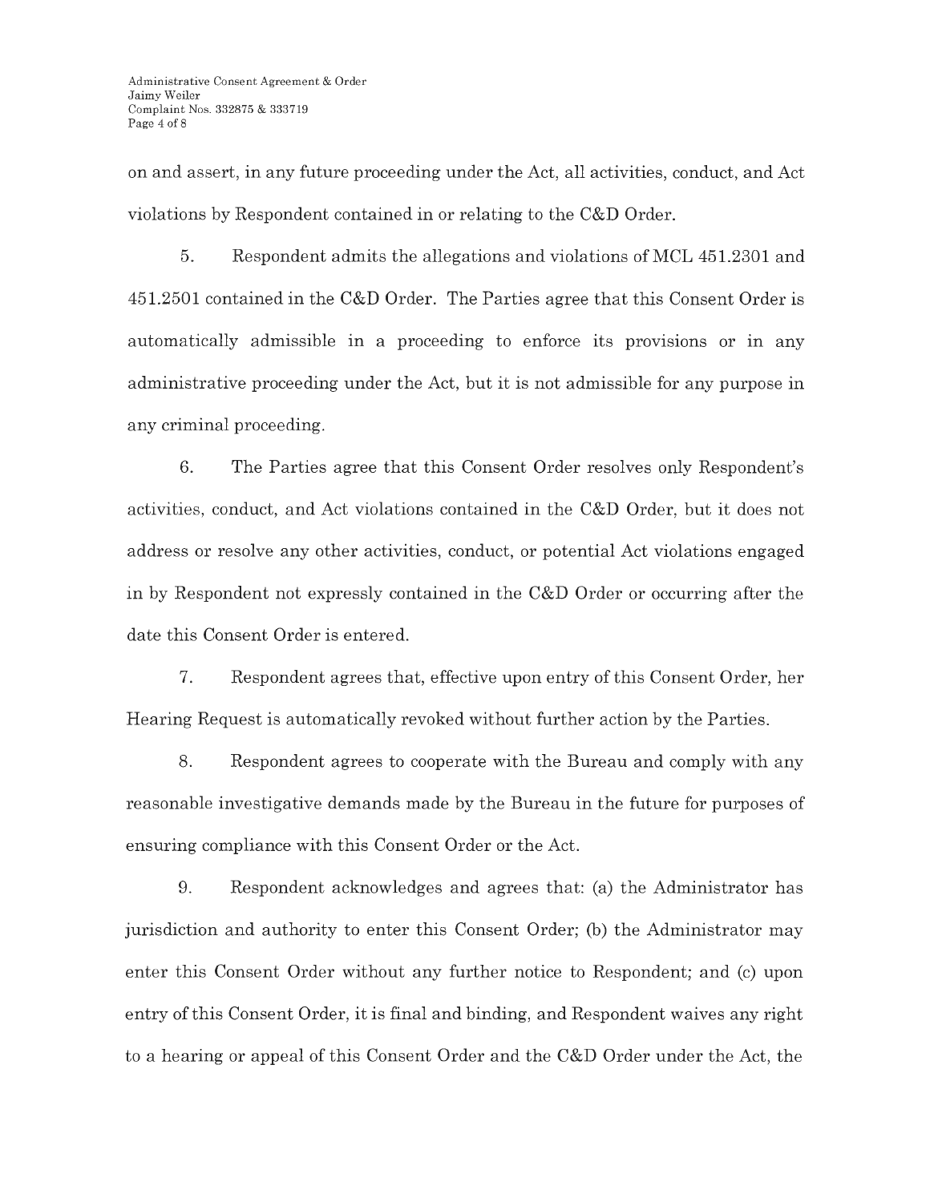on and assert, in any future proceeding under the Act, all activities, conduct, and Act violations by Respondent contained in or relating to the C&D Order.

5. Respondent admits the allegations and violations of MCL 451.2301 and 451.2501 contained in the C&D Order. The Parties agree that this Consent Order is automatically admissible in a proceeding to enforce its provisions or in any administrative proceeding under the Act, but it is not admissible for any purpose in any criminal proceeding.

6. The Parties agree that this Consent Order resolves only Respondent's activities, conduct, and Act violations contained in the C&D Order, but it does not address or resolve any other activities, conduct, or potential Act violations engaged in by Respondent not expressly contained in the C&D Order or occurring after the date this Consent Order is entered.

7. Respondent agrees that, effective upon entry of this Consent Order, her Hearing Request is automatically revoked without further action by the Parties.

8. Respondent agrees to cooperate with the Bureau and comply with any reasonable investigative demands made by the Bureau in the future for purposes of ensuring compliance with this Consent Order or the Act.

9. Respondent acknowledges and agrees that: (a) the Administrator has jurisdiction and authority to enter this Consent Order; (b) the Administrator may enter this Consent Order without any further notice to Respondent; and (c) upon entry of this Consent Order, it is final and binding, and Respondent waives any right to a hearing or appeal of this Consent Order and the C&D Order under the Act, the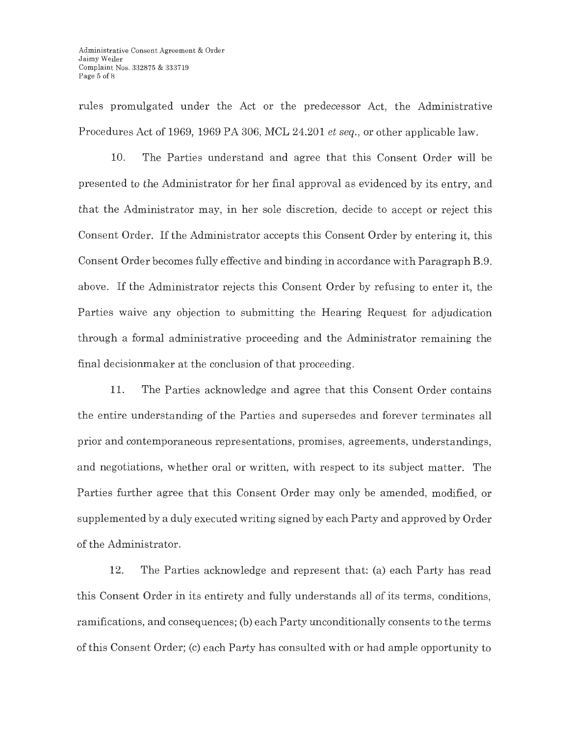rules promulgated under the Act or the predecessor Act, the Administrative Procedures Act of 1969, 1969 PA 306, MCL 24.201 *et seq.*, or other applicable law.

10. The Parties understand and agree that this Consent Order will be presented to the Administrator for her final approval as evidenced by its entry, and that the Administrator may, in her sole discretion, decide to accept or reject this Consent Order. If the Administrator accepts this Consent Order by entering it, this Consent Order becomes fully effective and binding in accordance with Paragraph B.9. above. If the Administrator rejects this Consent Order by refusing to enter it, the Parties waive any objection to submitting the Hearing Request for adjudication through a formal administrative proceeding and the Administrator remaining the final decisionmaker at the conclusion of that proceeding.

11. The Parties acknowledge and agree that this Consent Order contains the entire understanding of the Parties and supersedes and forever terminates all prior and contemporaneous representations, promises, agreements, understandings, and negotiations, whether oral or written, with respect to its subject matter. The Parties further agree that this Consent Order may only be amended, modified, or supplemented by a duly executed writing signed by each Party and approved by Order of the Administrator.

12. The Parties acknowledge and represent that: (a) each Party has read this Consent Order in its entirety and fully understands all of its terms, conditions, ramifications, and consequences; (b) each Party unconditionally consents to the terms of this Consent Order; (c) each Party has consulted with or had ample opportunity to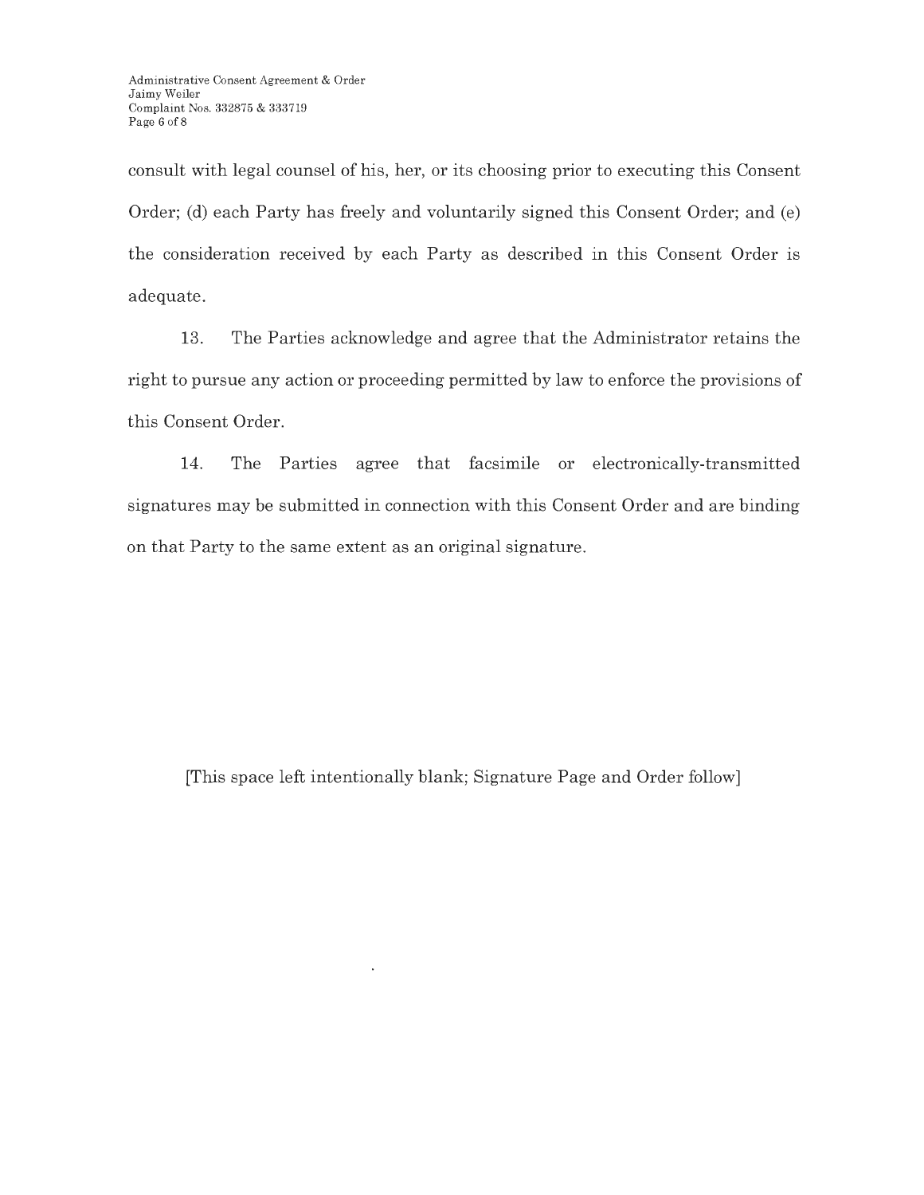consult with legal counsel of his, her, or its choosing prior to executing this Consent Order; (d) each Party has freely and voluntarily signed this Consent Order; and (e) the consideration received by each Party as described in this Consent Order is adequate.

13. The Parties acknowledge and agree that the Administrator retains the right to pursue any action or proceeding permitted by law to enforce the provisions of this Consent Order.

14. The Parties agree that facsimile or electronically-transmitted signatures may be submitted in connection with this Consent Order and are binding on that Party to the same extent as an original signature.

[This space left intentionally blank; Signature Page and Order follow]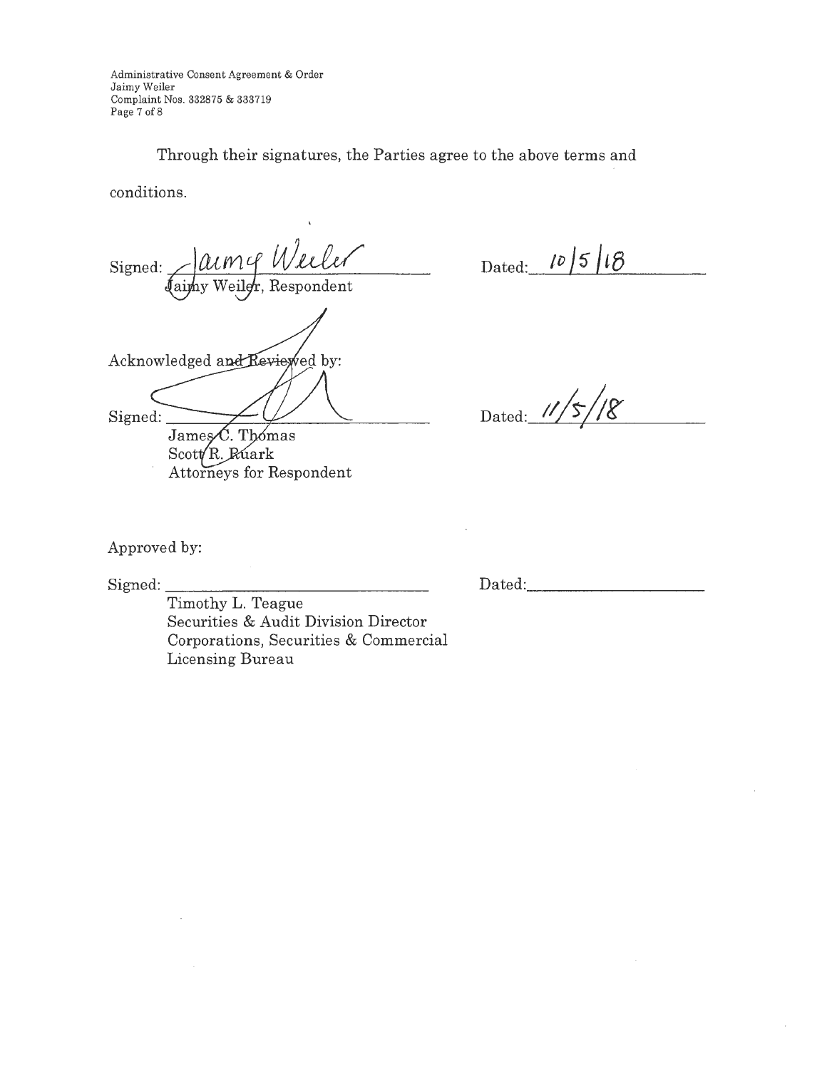Through their signatures, the Parties agree to the above terms and conditions.

Signed: _Jaimy Weiler_ Dated: 10/5/18
Jaimy Weiler, Respondent

Acknowledged and Reviewed by:

Signed: ______________________ Dated: 11/5/18
James C. Thomas
Scott R. Ruark
Attorneys for Respondent

Approved by:

Signed: ______________________ Dated: ______________________
Timothy L. Teague
Securities & Audit Division Director
Corporations, Securities & Commercial Licensing Bureau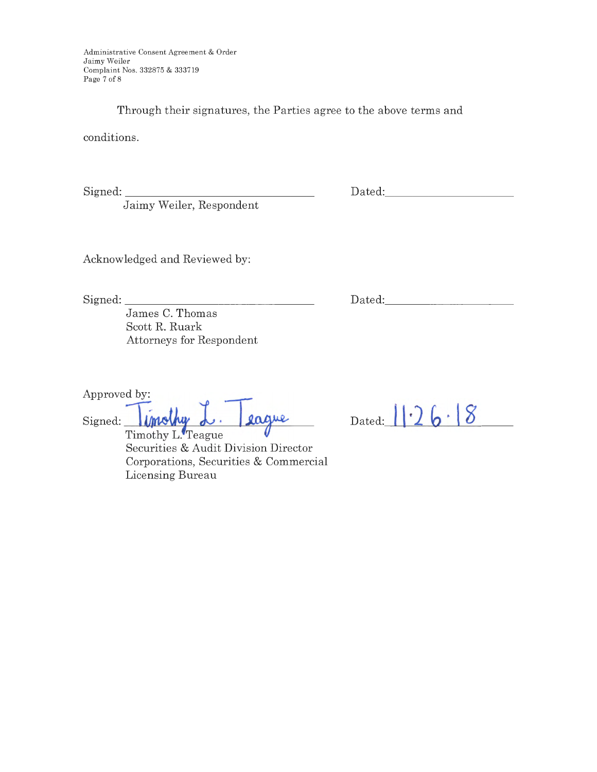Through their signatures, the Parties agree to the above terms and conditions.

Signed: ________________________________ Dated: ____________________
Jaimy Weiler, Respondent

Acknowledged and Reviewed by:

Signed: ________________________________ Dated: ____________________
James C. Thomas
Scott R. Ruark
Attorneys for Respondent

Approved by:

Signed: Timothy L. Teague Dated: 11·26·18
Timothy L. Teague
Securities & Audit Division Director
Corporations, Securities & Commercial Licensing Bureau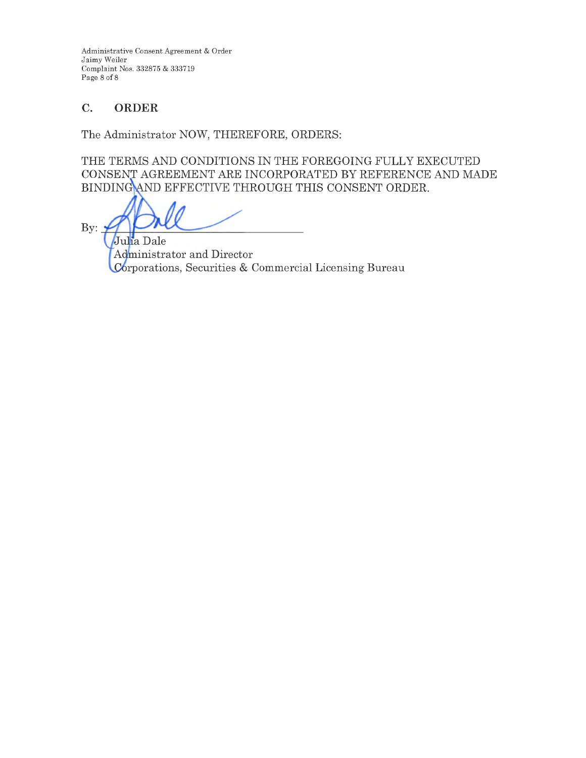## C. ORDER

The Administrator NOW, THEREFORE, ORDERS:

THE TERMS AND CONDITIONS IN THE FOREGOING FULLY EXECUTED CONSENT AGREEMENT ARE INCORPORATED BY REFERENCE AND MADE BINDING AND EFFECTIVE THROUGH THIS CONSENT ORDER.

By: ______________________________

Julia Dale
Administrator and Director
Corporations, Securities & Commercial Licensing Bureau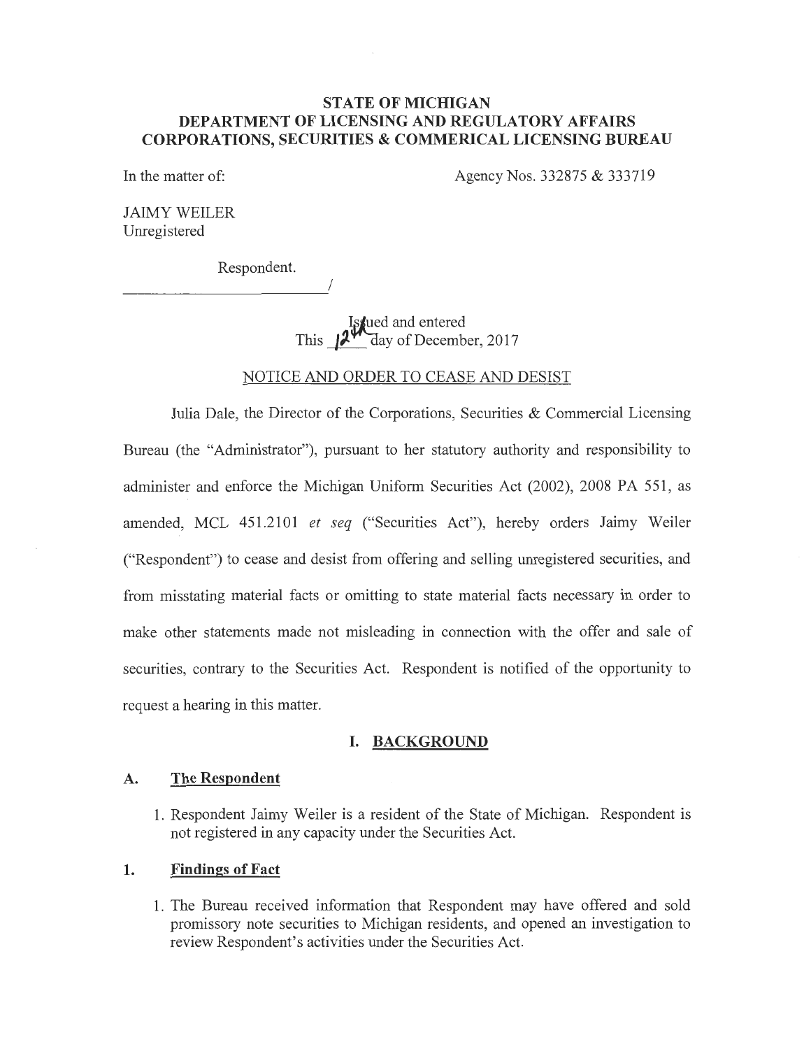**STATE OF MICHIGAN**
**DEPARTMENT OF LICENSING AND REGULATORY AFFAIRS**
**CORPORATIONS, SECURITIES & COMMERICAL LICENSING BUREAU**

In the matter of: Agency Nos. 332875 & 333719

JAIMY WEILER
Unregistered

Respondent.
______________________________/

Issued and entered
This 12th day of December, 2017

NOTICE AND ORDER TO CEASE AND DESIST

Julia Dale, the Director of the Corporations, Securities & Commercial Licensing Bureau (the "Administrator"), pursuant to her statutory authority and responsibility to administer and enforce the Michigan Uniform Securities Act (2002), 2008 PA 551, as amended, MCL 451.2101 *et seq* ("Securities Act"), hereby orders Jaimy Weiler ("Respondent") to cease and desist from offering and selling unregistered securities, and from misstating material facts or omitting to state material facts necessary in order to make other statements made not misleading in connection with the offer and sale of securities, contrary to the Securities Act. Respondent is notified of the opportunity to request a hearing in this matter.

## I. BACKGROUND

### A. The Respondent

1. Respondent Jaimy Weiler is a resident of the State of Michigan. Respondent is not registered in any capacity under the Securities Act.

### 1. Findings of Fact

1. The Bureau received information that Respondent may have offered and sold promissory note securities to Michigan residents, and opened an investigation to review Respondent's activities under the Securities Act.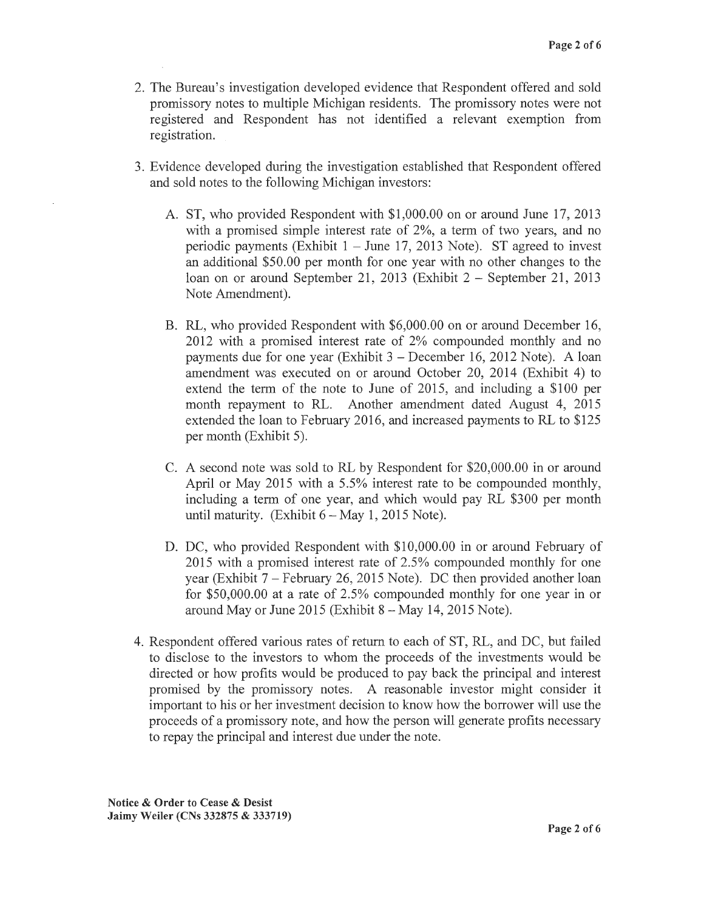2. The Bureau's investigation developed evidence that Respondent offered and sold promissory notes to multiple Michigan residents. The promissory notes were not registered and Respondent has not identified a relevant exemption from registration.

3. Evidence developed during the investigation established that Respondent offered and sold notes to the following Michigan investors:

   A. ST, who provided Respondent with $1,000.00 on or around June 17, 2013 with a promised simple interest rate of 2%, a term of two years, and no periodic payments (Exhibit 1 – June 17, 2013 Note). ST agreed to invest an additional $50.00 per month for one year with no other changes to the loan on or around September 21, 2013 (Exhibit 2 – September 21, 2013 Note Amendment).

   B. RL, who provided Respondent with $6,000.00 on or around December 16, 2012 with a promised interest rate of 2% compounded monthly and no payments due for one year (Exhibit 3 – December 16, 2012 Note). A loan amendment was executed on or around October 20, 2014 (Exhibit 4) to extend the term of the note to June of 2015, and including a $100 per month repayment to RL. Another amendment dated August 4, 2015 extended the loan to February 2016, and increased payments to RL to $125 per month (Exhibit 5).

   C. A second note was sold to RL by Respondent for $20,000.00 in or around April or May 2015 with a 5.5% interest rate to be compounded monthly, including a term of one year, and which would pay RL $300 per month until maturity. (Exhibit 6 – May 1, 2015 Note).

   D. DC, who provided Respondent with $10,000.00 in or around February of 2015 with a promised interest rate of 2.5% compounded monthly for one year (Exhibit 7 – February 26, 2015 Note). DC then provided another loan for $50,000.00 at a rate of 2.5% compounded monthly for one year in or around May or June 2015 (Exhibit 8 – May 14, 2015 Note).

4. Respondent offered various rates of return to each of ST, RL, and DC, but failed to disclose to the investors to whom the proceeds of the investments would be directed or how profits would be produced to pay back the principal and interest promised by the promissory notes. A reasonable investor might consider it important to his or her investment decision to know how the borrower will use the proceeds of a promissory note, and how the person will generate profits necessary to repay the principal and interest due under the note.

**Notice & Order to Cease & Desist**
**Jaimy Weiler (CNs 332875 & 333719)**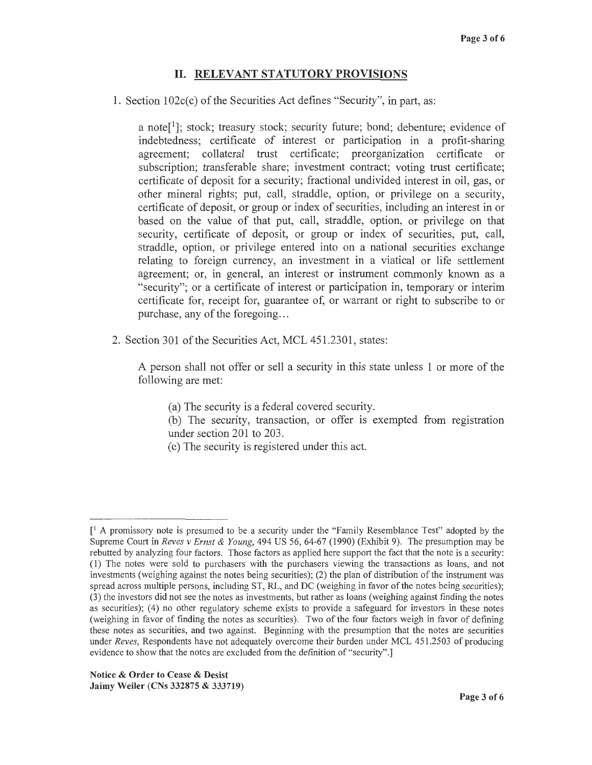## II. RELEVANT STATUTORY PROVISIONS

1. Section 102c(c) of the Securities Act defines "Security", in part, as:

   > a note[1]; stock; treasury stock; security future; bond; debenture; evidence of indebtedness; certificate of interest or participation in a profit-sharing agreement; collateral trust certificate; preorganization certificate or subscription; transferable share; investment contract; voting trust certificate; certificate of deposit for a security; fractional undivided interest in oil, gas, or other mineral rights; put, call, straddle, option, or privilege on a security, certificate of deposit, or group or index of securities, including an interest in or based on the value of that put, call, straddle, option, or privilege on that security, certificate of deposit, or group or index of securities, put, call, straddle, option, or privilege entered into on a national securities exchange relating to foreign currency, an investment in a viatical or life settlement agreement; or, in general, an interest or instrument commonly known as a "security"; or a certificate of interest or participation in, temporary or interim certificate for, receipt for, guarantee of, or warrant or right to subscribe to or purchase, any of the foregoing...

2. Section 301 of the Securities Act, MCL 451.2301, states:

   > A person shall not offer or sell a security in this state unless 1 or more of the following are met:
   >
   > (a) The security is a federal covered security.
   >
   > (b) The security, transaction, or offer is exempted from registration under section 201 to 203.
   >
   > (c) The security is registered under this act.

---

[[1] A promissory note is presumed to be a security under the "Family Resemblance Test" adopted by the Supreme Court in *Reves v Ernst & Young*, 494 US 56, 64-67 (1990) (Exhibit 9). The presumption may be rebutted by analyzing four factors. Those factors as applied here support the fact that the note is a security: (1) The notes were sold to purchasers with the purchasers viewing the transactions as loans, and not investments (weighing against the notes being securities); (2) the plan of distribution of the instrument was spread across multiple persons, including ST, RL, and DC (weighing in favor of the notes being securities); (3) the investors did not see the notes as investments, but rather as loans (weighing against finding the notes as securities); (4) no other regulatory scheme exists to provide a safeguard for investors in these notes (weighing in favor of finding the notes as securities). Two of the four factors weigh in favor of defining these notes as securities, and two against. Beginning with the presumption that the notes are securities under *Reves*, Respondents have not adequately overcome their burden under MCL 451.2503 of producing evidence to show that the notes are excluded from the definition of "security".]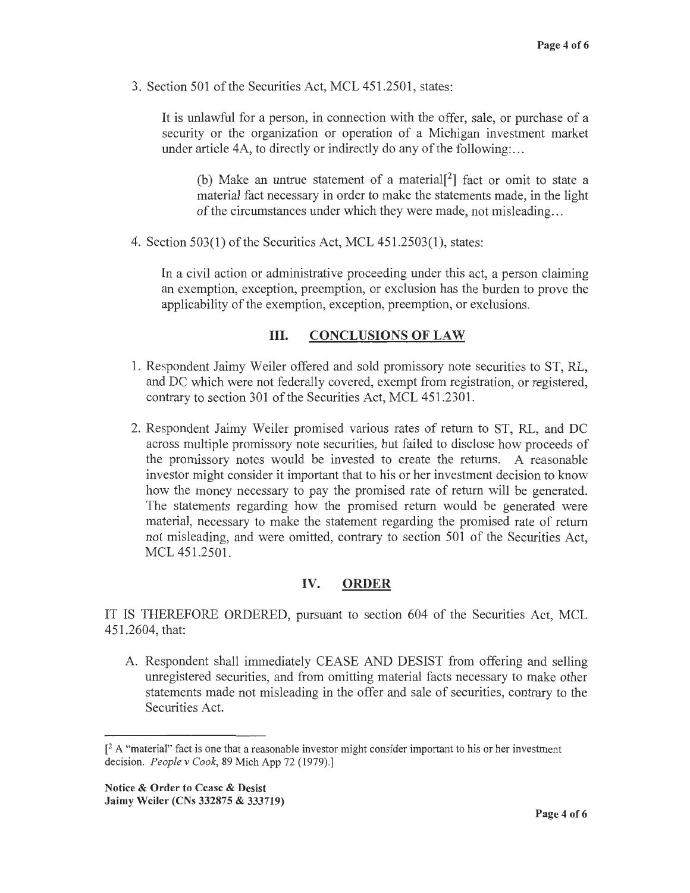3. Section 501 of the Securities Act, MCL 451.2501, states:

   It is unlawful for a person, in connection with the offer, sale, or purchase of a security or the organization or operation of a Michigan investment market under article 4A, to directly or indirectly do any of the following:...

   > (b) Make an untrue statement of a material[2] fact or omit to state a material fact necessary in order to make the statements made, in the light of the circumstances under which they were made, not misleading...

4. Section 503(1) of the Securities Act, MCL 451.2503(1), states:

   In a civil action or administrative proceeding under this act, a person claiming an exemption, exception, preemption, or exclusion has the burden to prove the applicability of the exemption, exception, preemption, or exclusions.

## III. CONCLUSIONS OF LAW

1. Respondent Jaimy Weiler offered and sold promissory note securities to ST, RL, and DC which were not federally covered, exempt from registration, or registered, contrary to section 301 of the Securities Act, MCL 451.2301.

2. Respondent Jaimy Weiler promised various rates of return to ST, RL, and DC across multiple promissory note securities, but failed to disclose how proceeds of the promissory notes would be invested to create the returns. A reasonable investor might consider it important that to his or her investment decision to know how the money necessary to pay the promised rate of return will be generated. The statements regarding how the promised return would be generated were material, necessary to make the statement regarding the promised rate of return not misleading, and were omitted, contrary to section 501 of the Securities Act, MCL 451.2501.

## IV. ORDER

IT IS THEREFORE ORDERED, pursuant to section 604 of the Securities Act, MCL 451.2604, that:

A. Respondent shall immediately CEASE AND DESIST from offering and selling unregistered securities, and from omitting material facts necessary to make other statements made not misleading in the offer and sale of securities, contrary to the Securities Act.

---

[[2] A "material" fact is one that a reasonable investor might consider important to his or her investment decision. *People v Cook*, 89 Mich App 72 (1979).]

**Notice & Order to Cease & Desist**
**Jaimy Weiler (CNs 332875 & 333719)**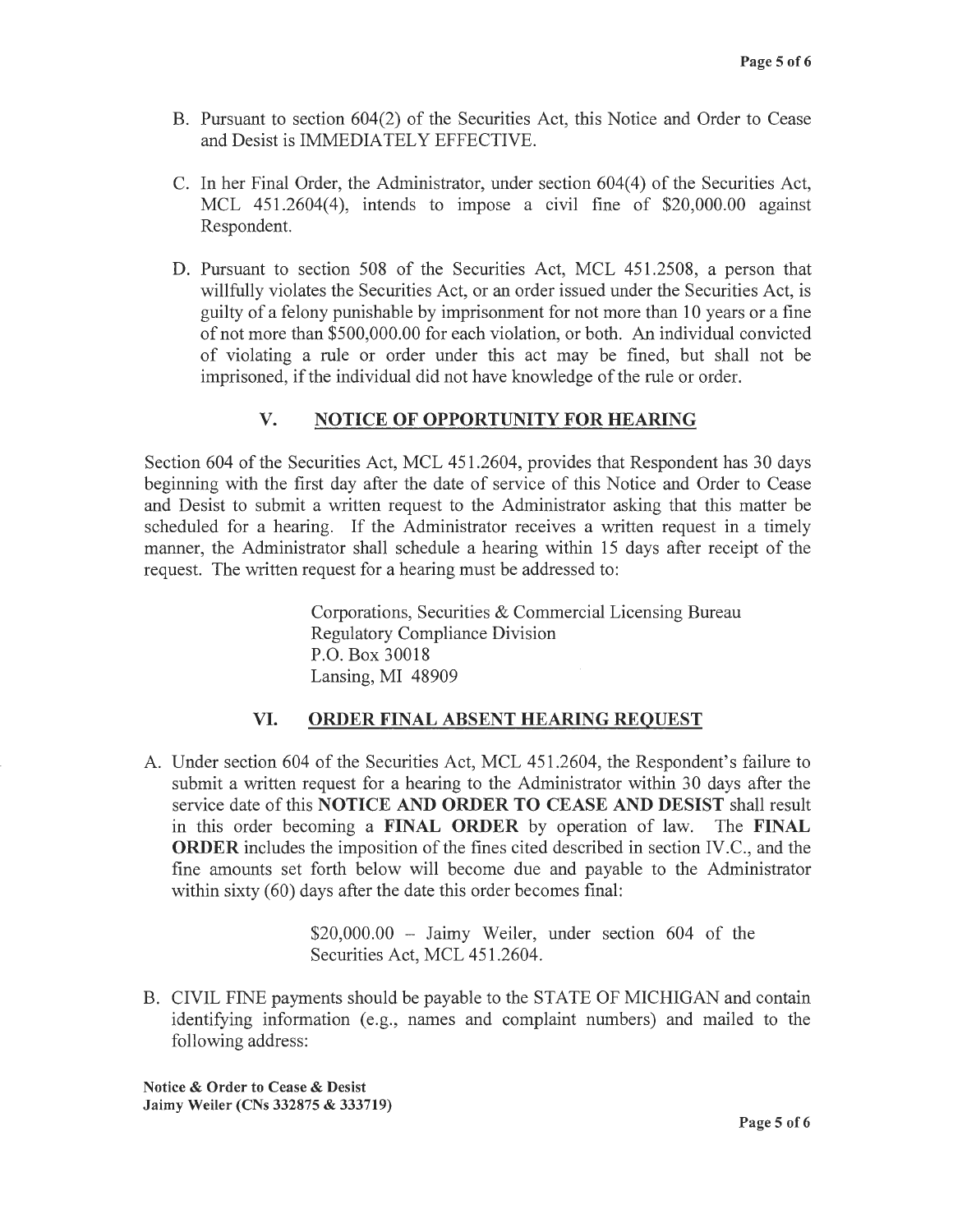B. Pursuant to section 604(2) of the Securities Act, this Notice and Order to Cease and Desist is IMMEDIATELY EFFECTIVE.

C. In her Final Order, the Administrator, under section 604(4) of the Securities Act, MCL 451.2604(4), intends to impose a civil fine of $20,000.00 against Respondent.

D. Pursuant to section 508 of the Securities Act, MCL 451.2508, a person that willfully violates the Securities Act, or an order issued under the Securities Act, is guilty of a felony punishable by imprisonment for not more than 10 years or a fine of not more than $500,000.00 for each violation, or both. An individual convicted of violating a rule or order under this act may be fined, but shall not be imprisoned, if the individual did not have knowledge of the rule or order.

## V. NOTICE OF OPPORTUNITY FOR HEARING

Section 604 of the Securities Act, MCL 451.2604, provides that Respondent has 30 days beginning with the first day after the date of service of this Notice and Order to Cease and Desist to submit a written request to the Administrator asking that this matter be scheduled for a hearing. If the Administrator receives a written request in a timely manner, the Administrator shall schedule a hearing within 15 days after receipt of the request. The written request for a hearing must be addressed to:

> Corporations, Securities & Commercial Licensing Bureau
> Regulatory Compliance Division
> P.O. Box 30018
> Lansing, MI 48909

## VI. ORDER FINAL ABSENT HEARING REQUEST

A. Under section 604 of the Securities Act, MCL 451.2604, the Respondent's failure to submit a written request for a hearing to the Administrator within 30 days after the service date of this **NOTICE AND ORDER TO CEASE AND DESIST** shall result in this order becoming a **FINAL ORDER** by operation of law. The **FINAL ORDER** includes the imposition of the fines cited described in section IV.C., and the fine amounts set forth below will become due and payable to the Administrator within sixty (60) days after the date this order becomes final:

> $20,000.00 – Jaimy Weiler, under section 604 of the Securities Act, MCL 451.2604.

B. CIVIL FINE payments should be payable to the STATE OF MICHIGAN and contain identifying information (e.g., names and complaint numbers) and mailed to the following address: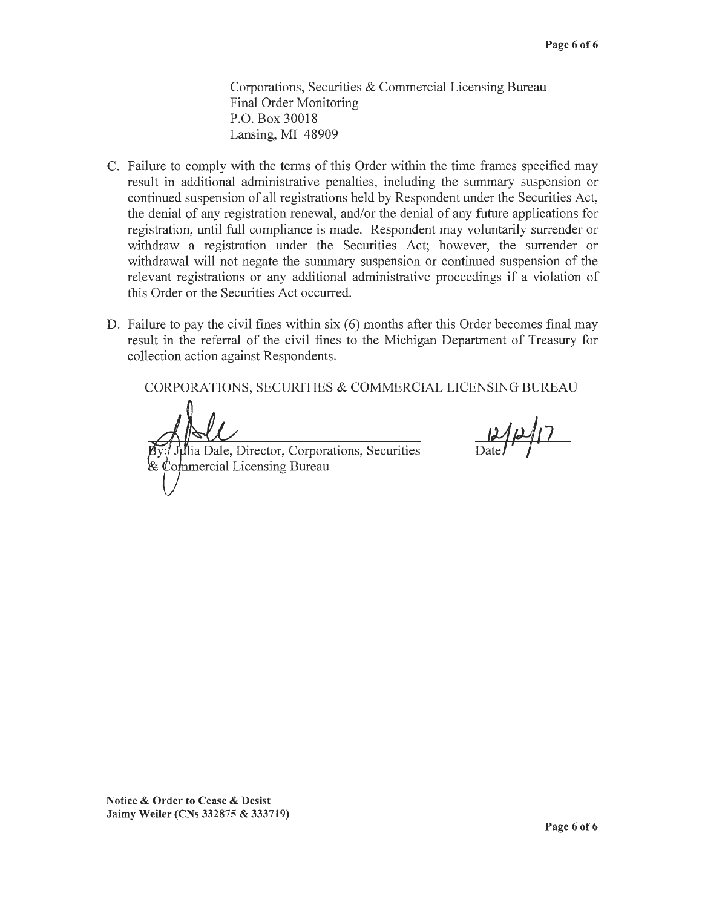Corporations, Securities & Commercial Licensing Bureau
Final Order Monitoring
P.O. Box 30018
Lansing, MI 48909

C. Failure to comply with the terms of this Order within the time frames specified may result in additional administrative penalties, including the summary suspension or continued suspension of all registrations held by Respondent under the Securities Act, the denial of any registration renewal, and/or the denial of any future applications for registration, until full compliance is made. Respondent may voluntarily surrender or withdraw a registration under the Securities Act; however, the surrender or withdrawal will not negate the summary suspension or continued suspension of the relevant registrations or any additional administrative proceedings if a violation of this Order or the Securities Act occurred.

D. Failure to pay the civil fines within six (6) months after this Order becomes final may result in the referral of the civil fines to the Michigan Department of Treasury for collection action against Respondents.

CORPORATIONS, SECURITIES & COMMERCIAL LICENSING BUREAU

By: Julia Dale, Director, Corporations, Securities & Commercial Licensing Bureau

12/12/17
Date

**Notice & Order to Cease & Desist**
**Jaimy Weiler (CNs 332875 & 333719)**